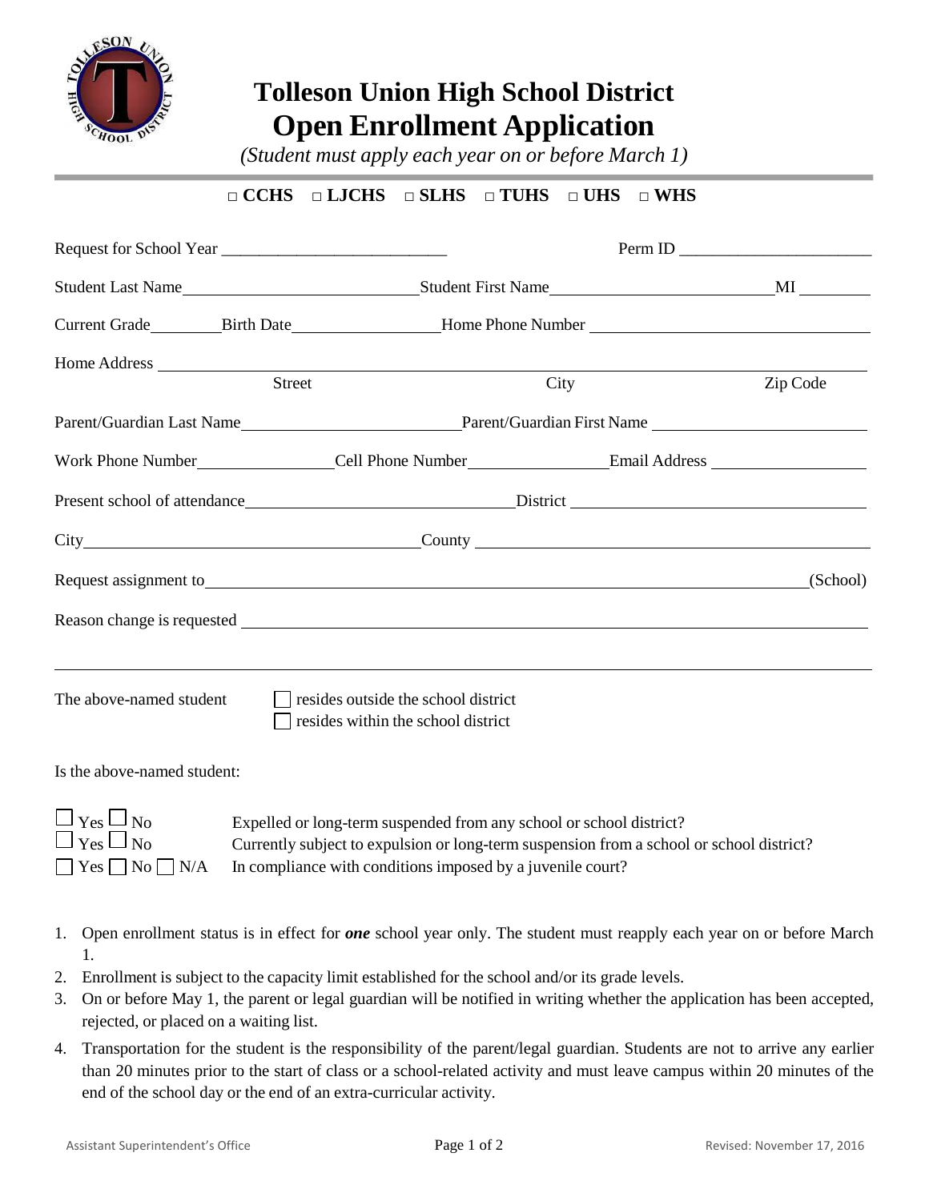# Tolleson Union High School District
# Open Enrollment Application

*(Student must apply each year on or before March 1)*

□ **CCHS** □ **LJCHS** □ **SLHS** □ **TUHS** □ **UHS** □ **WHS**

Request for School Year ___________________________ Perm ID _______________________

Student Last Name___________________________ Student First Name___________________________ MI ________

Current Grade________ Birth Date_________________ Home Phone Number _________________________________

Home Address _____________________________________________________________________________
Street City Zip Code

Parent/Guardian Last Name__________________________ Parent/Guardian First Name _________________________

Work Phone Number________________ Cell Phone Number________________ Email Address __________________

Present school of attendance_______________________________ District __________________________________

City_______________________________________ County _______________________________________________

Request assignment to_____________________________________________________________________(School)

Reason change is requested ________________________________________________________________________

_____________________________________________________________________________________________

The above-named student ☐ resides outside the school district
☐ resides within the school district

Is the above-named student:

☐ Yes ☐ No Expelled or long-term suspended from any school or school district?
☐ Yes ☐ No Currently subject to expulsion or long-term suspension from a school or school district?
☐ Yes ☐ No ☐ N/A In compliance with conditions imposed by a juvenile court?

1. Open enrollment status is in effect for ***one*** school year only. The student must reapply each year on or before March 1.
2. Enrollment is subject to the capacity limit established for the school and/or its grade levels.
3. On or before May 1, the parent or legal guardian will be notified in writing whether the application has been accepted, rejected, or placed on a waiting list.
4. Transportation for the student is the responsibility of the parent/legal guardian. Students are not to arrive any earlier than 20 minutes prior to the start of class or a school-related activity and must leave campus within 20 minutes of the end of the school day or the end of an extra-curricular activity.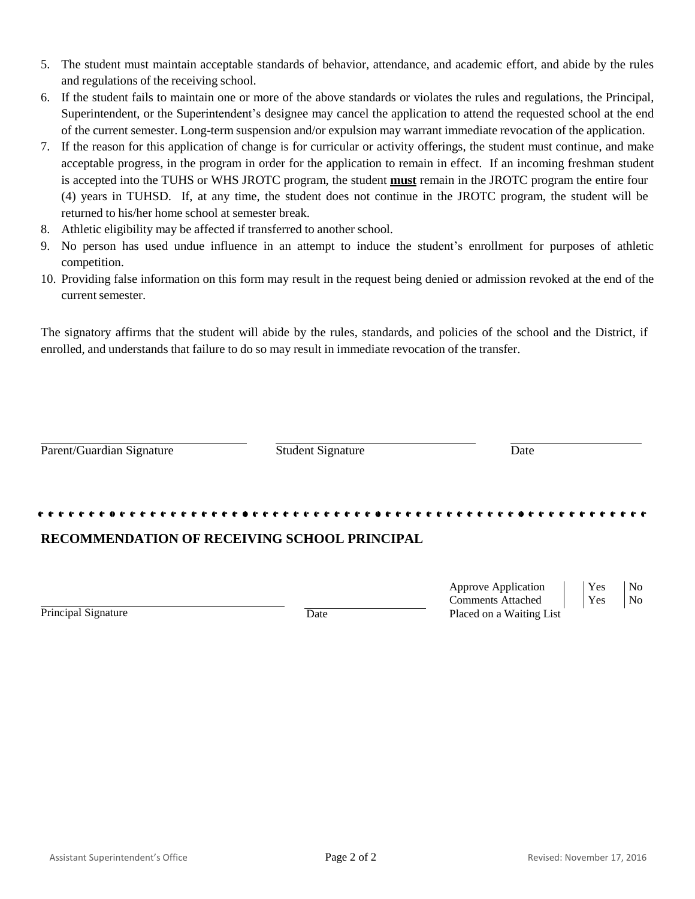5. The student must maintain acceptable standards of behavior, attendance, and academic effort, and abide by the rules and regulations of the receiving school.
6. If the student fails to maintain one or more of the above standards or violates the rules and regulations, the Principal, Superintendent, or the Superintendent's designee may cancel the application to attend the requested school at the end of the current semester. Long-term suspension and/or expulsion may warrant immediate revocation of the application.
7. If the reason for this application of change is for curricular or activity offerings, the student must continue, and make acceptable progress, in the program in order for the application to remain in effect. If an incoming freshman student is accepted into the TUHS or WHS JROTC program, the student **must** remain in the JROTC program the entire four (4) years in TUHSD. If, at any time, the student does not continue in the JROTC program, the student will be returned to his/her home school at semester break.
8. Athletic eligibility may be affected if transferred to another school.
9. No person has used undue influence in an attempt to induce the student's enrollment for purposes of athletic competition.
10. Providing false information on this form may result in the request being denied or admission revoked at the end of the current semester.

The signatory affirms that the student will abide by the rules, standards, and policies of the school and the District, if enrolled, and understands that failure to do so may result in immediate revocation of the transfer.

\_\_\_\_\_\_\_\_\_\_\_\_\_\_\_\_\_\_\_\_\_\_\_\_\_\_\_\_ Parent/Guardian Signature

\_\_\_\_\_\_\_\_\_\_\_\_\_\_\_\_\_\_\_\_\_\_\_\_\_\_\_\_ Student Signature

\_\_\_\_\_\_\_\_\_\_\_\_\_\_\_\_ Date

---

## RECOMMENDATION OF RECEIVING SCHOOL PRINCIPAL

\_\_\_\_\_\_\_\_\_\_\_\_\_\_\_\_\_\_\_\_\_\_\_\_\_\_\_\_ Principal Signature

\_\_\_\_\_\_\_\_\_\_\_\_\_\_\_\_ Date

| | | |
|---|---|---|
| Approve Application | Yes | No |
| Comments Attached | Yes | No |
| Placed on a Waiting List | | |

Assistant Superintendent's Office

Revised: November 17, 2016